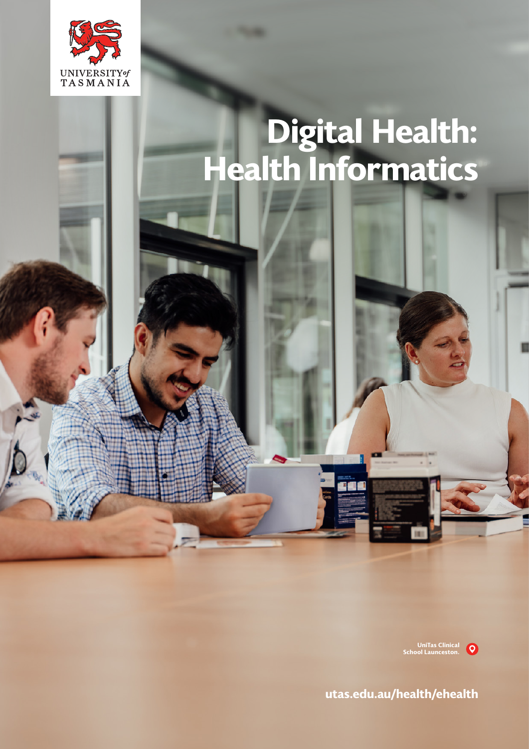UNIVERSITY *of* TASMANIA

# Digital Health: Health Informatics

UniTas Clinical School Launceston.

utas.edu.au/health/ehealth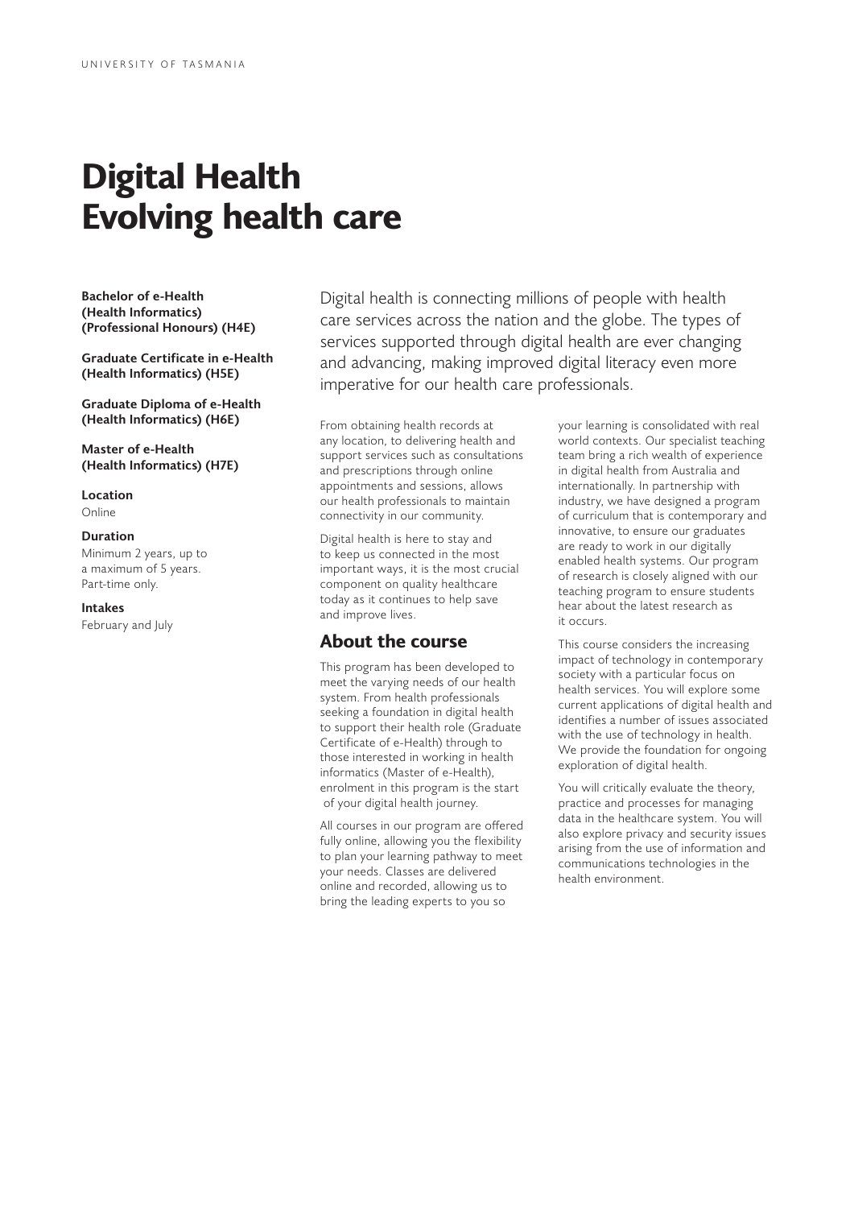# Digital Health
# Evolving health care

**Bachelor of e-Health (Health Informatics) (Professional Honours) (H4E)**

**Graduate Certificate in e-Health (Health Informatics) (H5E)**

**Graduate Diploma of e-Health (Health Informatics) (H6E)**

**Master of e-Health (Health Informatics) (H7E)**

**Location**
Online

**Duration**
Minimum 2 years, up to a maximum of 5 years. Part-time only.

**Intakes**
February and July

Digital health is connecting millions of people with health care services across the nation and the globe. The types of services supported through digital health are ever changing and advancing, making improved digital literacy even more imperative for our health care professionals.

From obtaining health records at any location, to delivering health and support services such as consultations and prescriptions through online appointments and sessions, allows our health professionals to maintain connectivity in our community.

Digital health is here to stay and to keep us connected in the most important ways, it is the most crucial component on quality healthcare today as it continues to help save and improve lives.

## About the course

This program has been developed to meet the varying needs of our health system. From health professionals seeking a foundation in digital health to support their health role (Graduate Certificate of e-Health) through to those interested in working in health informatics (Master of e-Health), enrolment in this program is the start of your digital health journey.

All courses in our program are offered fully online, allowing you the flexibility to plan your learning pathway to meet your needs. Classes are delivered online and recorded, allowing us to bring the leading experts to you so your learning is consolidated with real world contexts. Our specialist teaching team bring a rich wealth of experience in digital health from Australia and internationally. In partnership with industry, we have designed a program of curriculum that is contemporary and innovative, to ensure our graduates are ready to work in our digitally enabled health systems. Our program of research is closely aligned with our teaching program to ensure students hear about the latest research as it occurs.

This course considers the increasing impact of technology in contemporary society with a particular focus on health services. You will explore some current applications of digital health and identifies a number of issues associated with the use of technology in health. We provide the foundation for ongoing exploration of digital health.

You will critically evaluate the theory, practice and processes for managing data in the healthcare system. You will also explore privacy and security issues arising from the use of information and communications technologies in the health environment.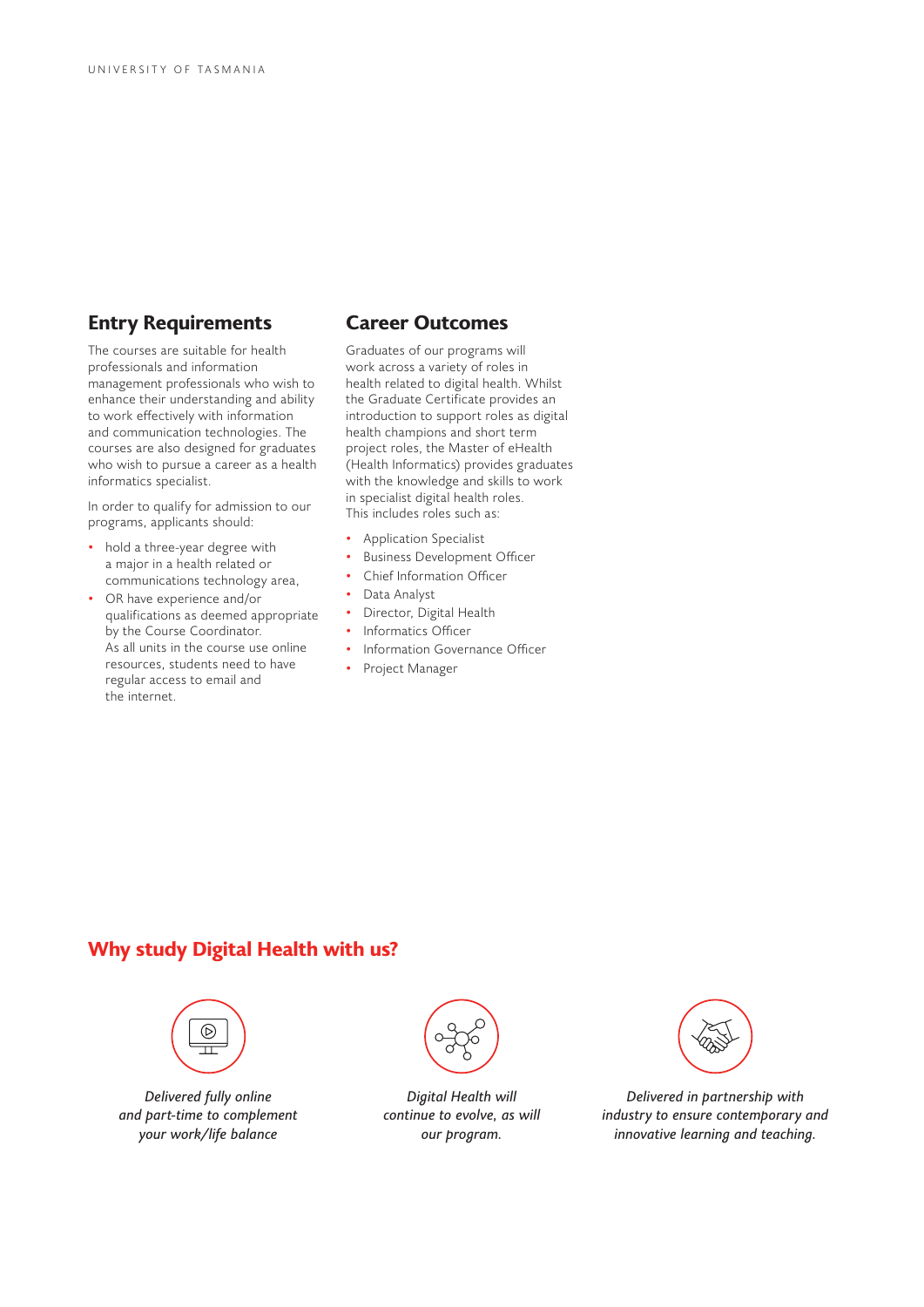## Entry Requirements

The courses are suitable for health professionals and information management professionals who wish to enhance their understanding and ability to work effectively with information and communication technologies. The courses are also designed for graduates who wish to pursue a career as a health informatics specialist.

In order to qualify for admission to our programs, applicants should:

- hold a three-year degree with a major in a health related or communications technology area,
- OR have experience and/or qualifications as deemed appropriate by the Course Coordinator.
  As all units in the course use online resources, students need to have regular access to email and the internet.

## Career Outcomes

Graduates of our programs will work across a variety of roles in health related to digital health. Whilst the Graduate Certificate provides an introduction to support roles as digital health champions and short term project roles, the Master of eHealth (Health Informatics) provides graduates with the knowledge and skills to work in specialist digital health roles.
This includes roles such as:

- Application Specialist
- Business Development Officer
- Chief Information Officer
- Data Analyst
- Director, Digital Health
- Informatics Officer
- Information Governance Officer
- Project Manager

## Why study Digital Health with us?

*Delivered fully online and part-time to complement your work/life balance*

*Digital Health will continue to evolve, as will our program.*

*Delivered in partnership with industry to ensure contemporary and innovative learning and teaching.*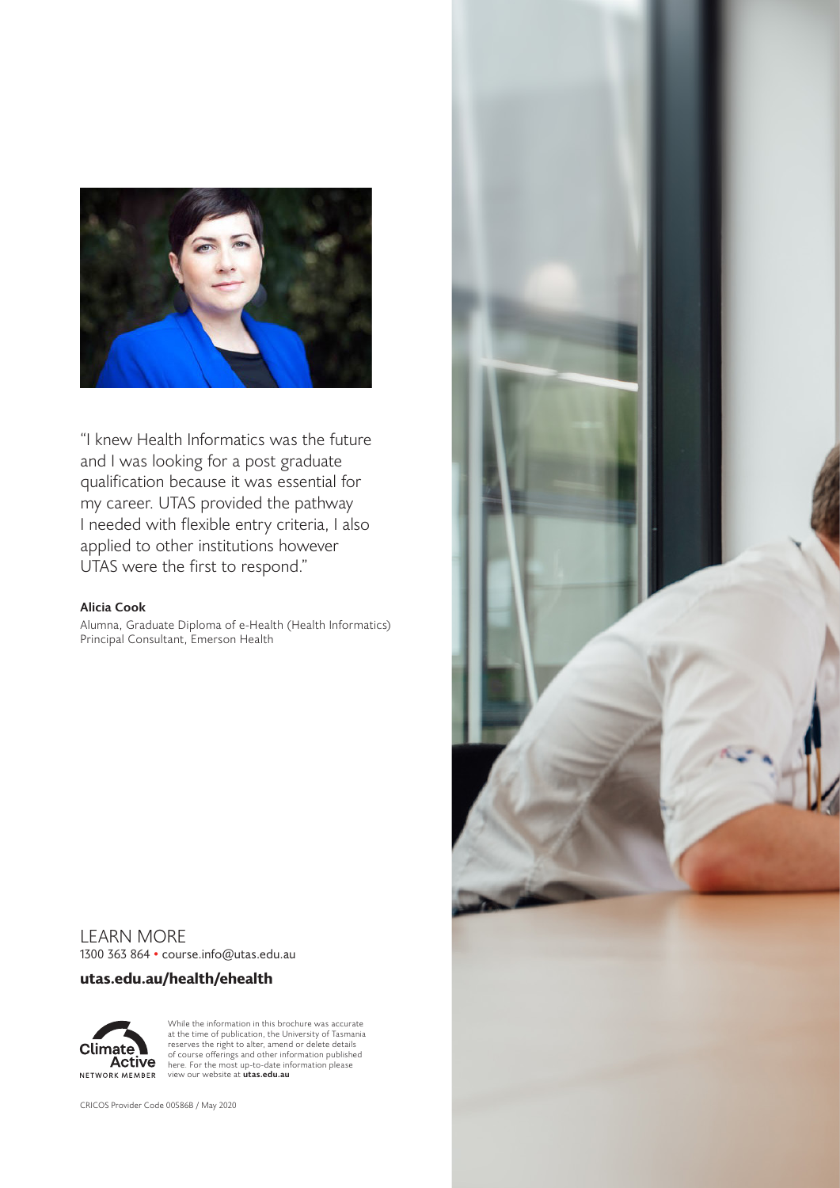"I knew Health Informatics was the future and I was looking for a post graduate qualification because it was essential for my career. UTAS provided the pathway I needed with flexible entry criteria, I also applied to other institutions however UTAS were the first to respond."

**Alicia Cook**

Alumna, Graduate Diploma of e-Health (Health Informatics)
Principal Consultant, Emerson Health

## LEARN MORE

1300 363 864 • course.info@utas.edu.au

**utas.edu.au/health/ehealth**

Climate Active NETWORK MEMBER

While the information in this brochure was accurate at the time of publication, the University of Tasmania reserves the right to alter, amend or delete details of course offerings and other information published here. For the most up-to-date information please view our website at **utas.edu.au**

CRICOS Provider Code 00586B / May 2020